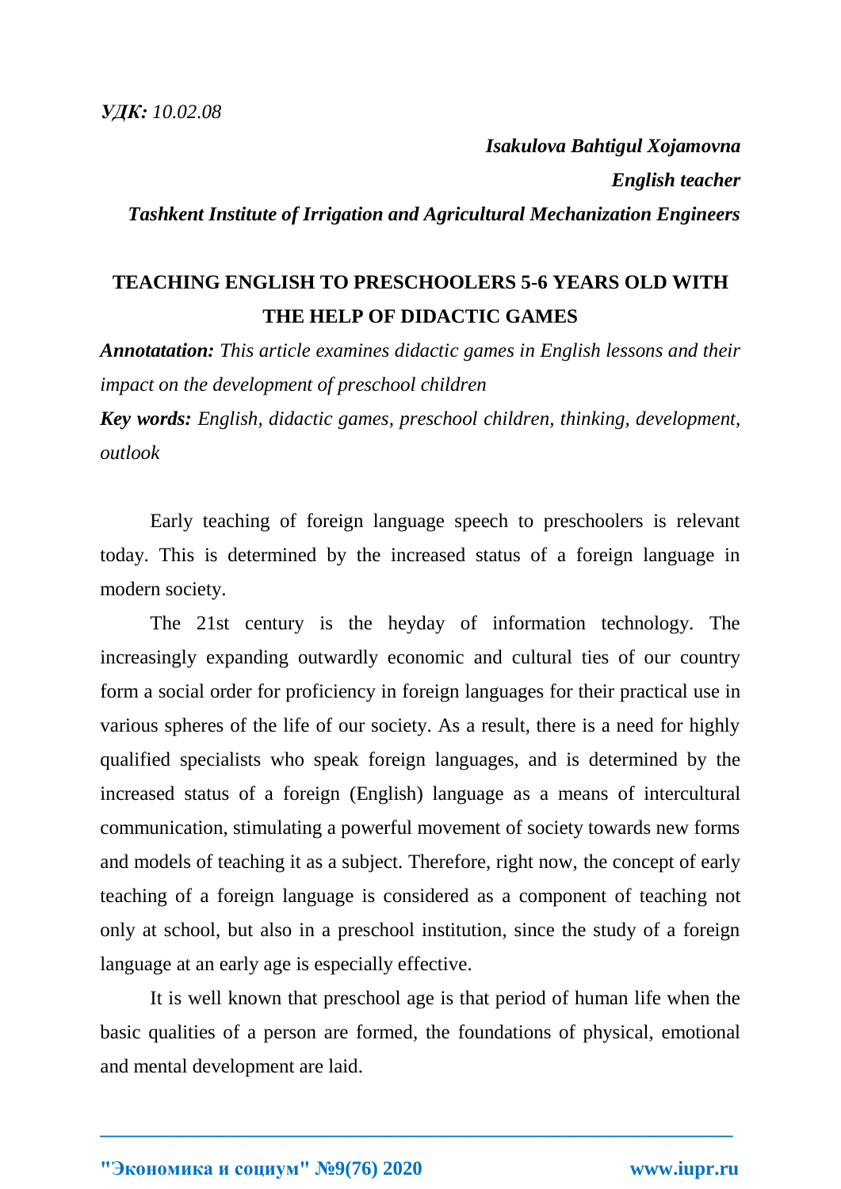***УДК:*** *10.02.08*

***Isakulova Bahtigul Xojamovna***

***English teacher***

***Tashkent Institute of Irrigation and Agricultural Mechanization Engineers***

# TEACHING ENGLISH TO PRESCHOOLERS 5-6 YEARS OLD WITH THE HELP OF DIDACTIC GAMES

***Annotatation:*** *This article examines didactic games in English lessons and their impact on the development of preschool children*

***Key words:*** *English, didactic games, preschool children, thinking, development, outlook*

Early teaching of foreign language speech to preschoolers is relevant today. This is determined by the increased status of a foreign language in modern society.

The 21st century is the heyday of information technology. The increasingly expanding outwardly economic and cultural ties of our country form a social order for proficiency in foreign languages for their practical use in various spheres of the life of our society. As a result, there is a need for highly qualified specialists who speak foreign languages, and is determined by the increased status of a foreign (English) language as a means of intercultural communication, stimulating a powerful movement of society towards new forms and models of teaching it as a subject. Therefore, right now, the concept of early teaching of a foreign language is considered as a component of teaching not only at school, but also in a preschool institution, since the study of a foreign language at an early age is especially effective.

It is well known that preschool age is that period of human life when the basic qualities of a person are formed, the foundations of physical, emotional and mental development are laid.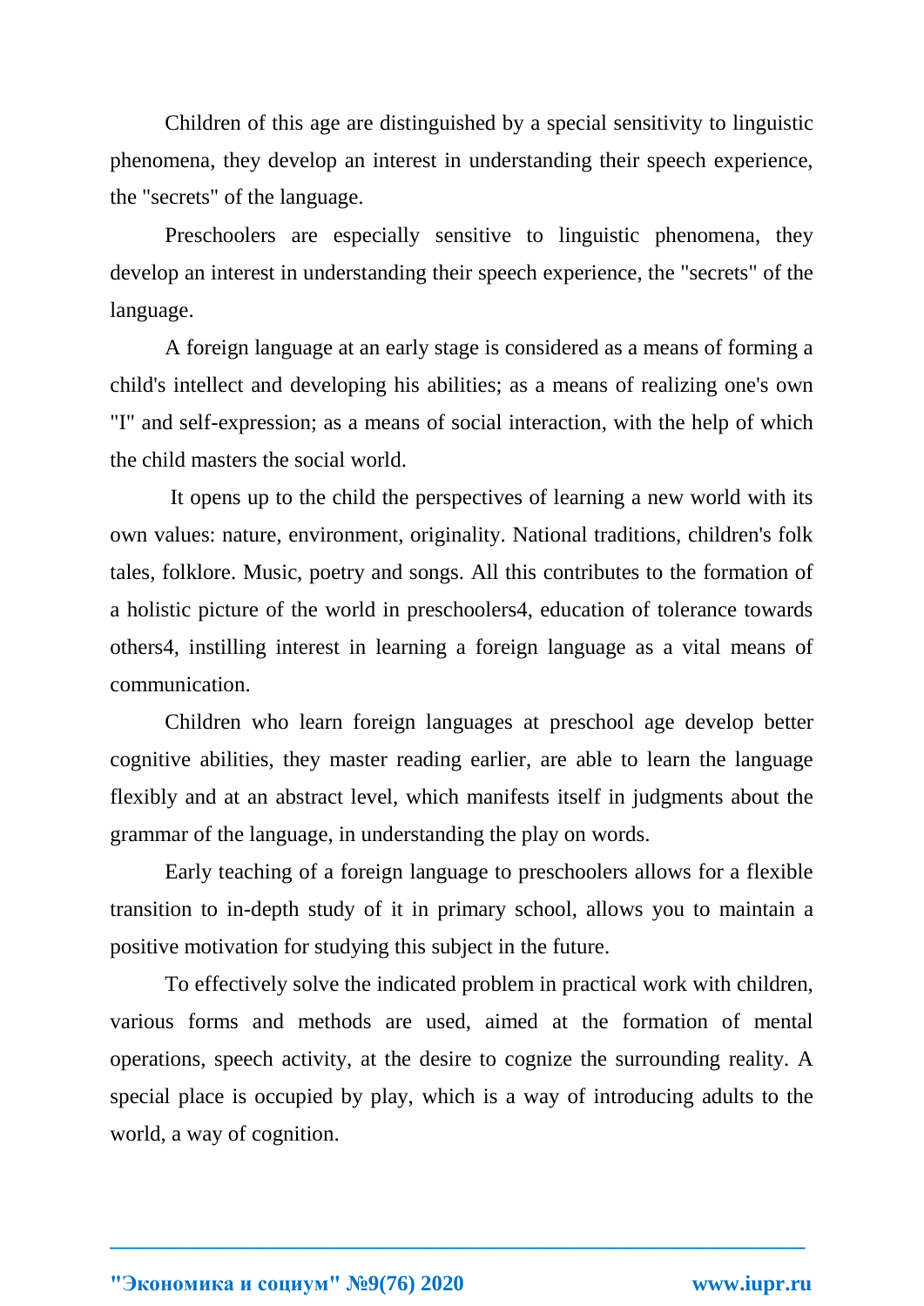Children of this age are distinguished by a special sensitivity to linguistic phenomena, they develop an interest in understanding their speech experience, the "secrets" of the language.

Preschoolers are especially sensitive to linguistic phenomena, they develop an interest in understanding their speech experience, the "secrets" of the language.

A foreign language at an early stage is considered as a means of forming a child's intellect and developing his abilities; as a means of realizing one's own "I" and self-expression; as a means of social interaction, with the help of which the child masters the social world.

It opens up to the child the perspectives of learning a new world with its own values: nature, environment, originality. National traditions, children's folk tales, folklore. Music, poetry and songs. All this contributes to the formation of a holistic picture of the world in preschoolers4, education of tolerance towards others4, instilling interest in learning a foreign language as a vital means of communication.

Children who learn foreign languages at preschool age develop better cognitive abilities, they master reading earlier, are able to learn the language flexibly and at an abstract level, which manifests itself in judgments about the grammar of the language, in understanding the play on words.

Early teaching of a foreign language to preschoolers allows for a flexible transition to in-depth study of it in primary school, allows you to maintain a positive motivation for studying this subject in the future.

To effectively solve the indicated problem in practical work with children, various forms and methods are used, aimed at the formation of mental operations, speech activity, at the desire to cognize the surrounding reality. A special place is occupied by play, which is a way of introducing adults to the world, a way of cognition.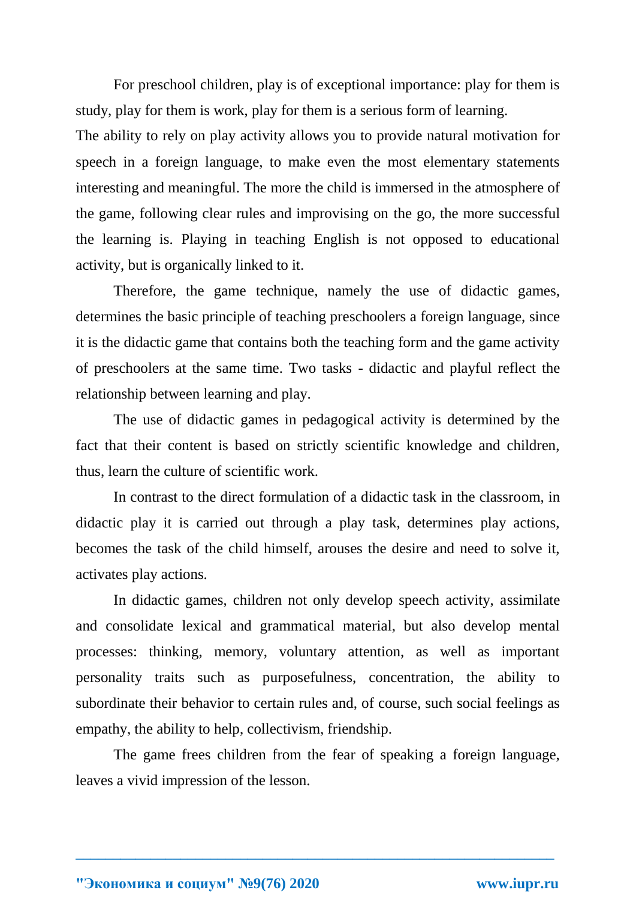For preschool children, play is of exceptional importance: play for them is study, play for them is work, play for them is a serious form of learning.

The ability to rely on play activity allows you to provide natural motivation for speech in a foreign language, to make even the most elementary statements interesting and meaningful. The more the child is immersed in the atmosphere of the game, following clear rules and improvising on the go, the more successful the learning is. Playing in teaching English is not opposed to educational activity, but is organically linked to it.

Therefore, the game technique, namely the use of didactic games, determines the basic principle of teaching preschoolers a foreign language, since it is the didactic game that contains both the teaching form and the game activity of preschoolers at the same time. Two tasks - didactic and playful reflect the relationship between learning and play.

The use of didactic games in pedagogical activity is determined by the fact that their content is based on strictly scientific knowledge and children, thus, learn the culture of scientific work.

In contrast to the direct formulation of a didactic task in the classroom, in didactic play it is carried out through a play task, determines play actions, becomes the task of the child himself, arouses the desire and need to solve it, activates play actions.

In didactic games, children not only develop speech activity, assimilate and consolidate lexical and grammatical material, but also develop mental processes: thinking, memory, voluntary attention, as well as important personality traits such as purposefulness, concentration, the ability to subordinate their behavior to certain rules and, of course, such social feelings as empathy, the ability to help, collectivism, friendship.

The game frees children from the fear of speaking a foreign language, leaves a vivid impression of the lesson.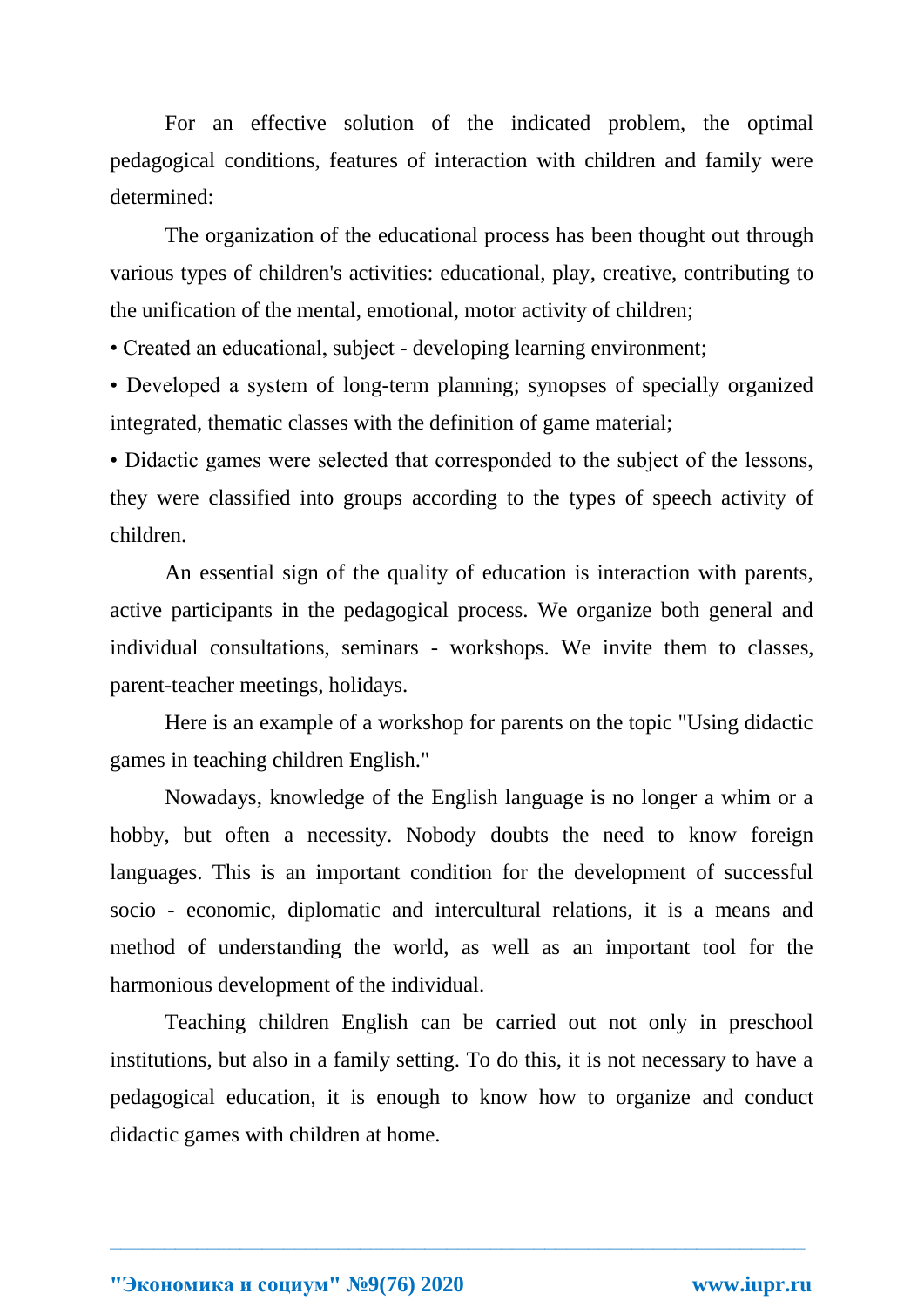For an effective solution of the indicated problem, the optimal pedagogical conditions, features of interaction with children and family were determined:

The organization of the educational process has been thought out through various types of children's activities: educational, play, creative, contributing to the unification of the mental, emotional, motor activity of children;

- Created an educational, subject - developing learning environment;
- Developed a system of long-term planning; synopses of specially organized integrated, thematic classes with the definition of game material;
- Didactic games were selected that corresponded to the subject of the lessons, they were classified into groups according to the types of speech activity of children.

An essential sign of the quality of education is interaction with parents, active participants in the pedagogical process. We organize both general and individual consultations, seminars - workshops. We invite them to classes, parent-teacher meetings, holidays.

Here is an example of a workshop for parents on the topic "Using didactic games in teaching children English."

Nowadays, knowledge of the English language is no longer a whim or a hobby, but often a necessity. Nobody doubts the need to know foreign languages. This is an important condition for the development of successful socio - economic, diplomatic and intercultural relations, it is a means and method of understanding the world, as well as an important tool for the harmonious development of the individual.

Teaching children English can be carried out not only in preschool institutions, but also in a family setting. To do this, it is not necessary to have a pedagogical education, it is enough to know how to organize and conduct didactic games with children at home.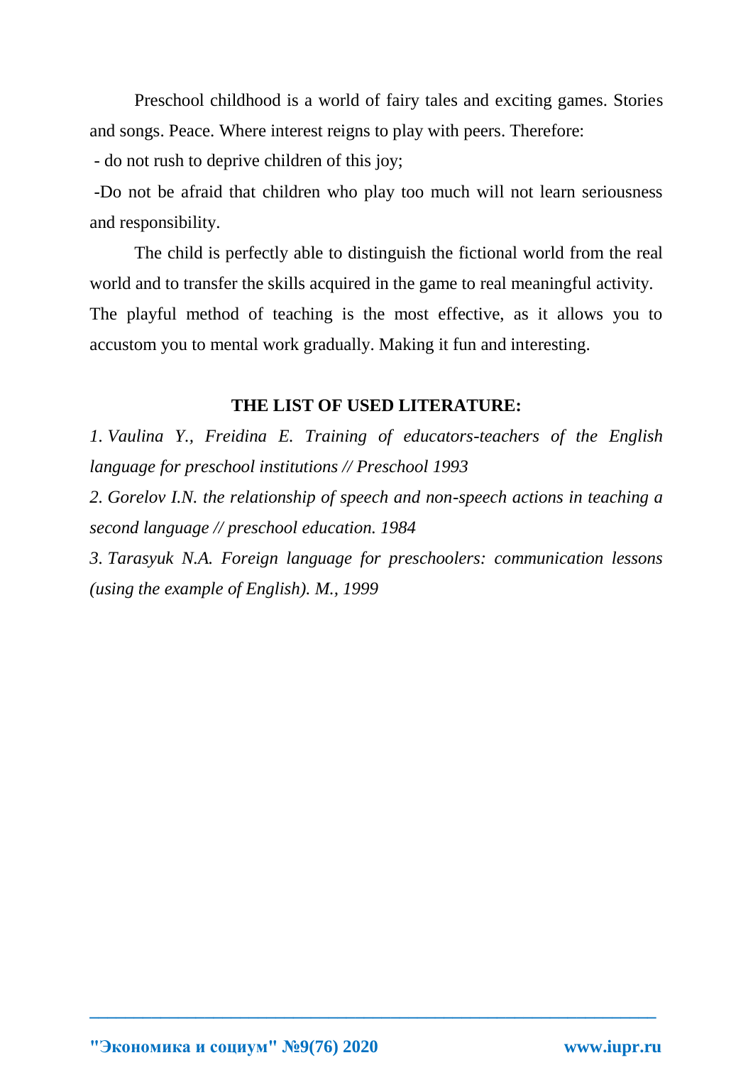Preschool childhood is a world of fairy tales and exciting games. Stories and songs. Peace. Where interest reigns to play with peers. Therefore:

- do not rush to deprive children of this joy;
- Do not be afraid that children who play too much will not learn seriousness and responsibility.

The child is perfectly able to distinguish the fictional world from the real world and to transfer the skills acquired in the game to real meaningful activity. The playful method of teaching is the most effective, as it allows you to accustom you to mental work gradually. Making it fun and interesting.

## THE LIST OF USED LITERATURE:

1. *Vaulina Y., Freidina E. Training of educators-teachers of the English language for preschool institutions // Preschool 1993*
2. *Gorelov I.N. the relationship of speech and non-speech actions in teaching a second language // preschool education. 1984*
3. *Tarasyuk N.A. Foreign language for preschoolers: communication lessons (using the example of English). M., 1999*